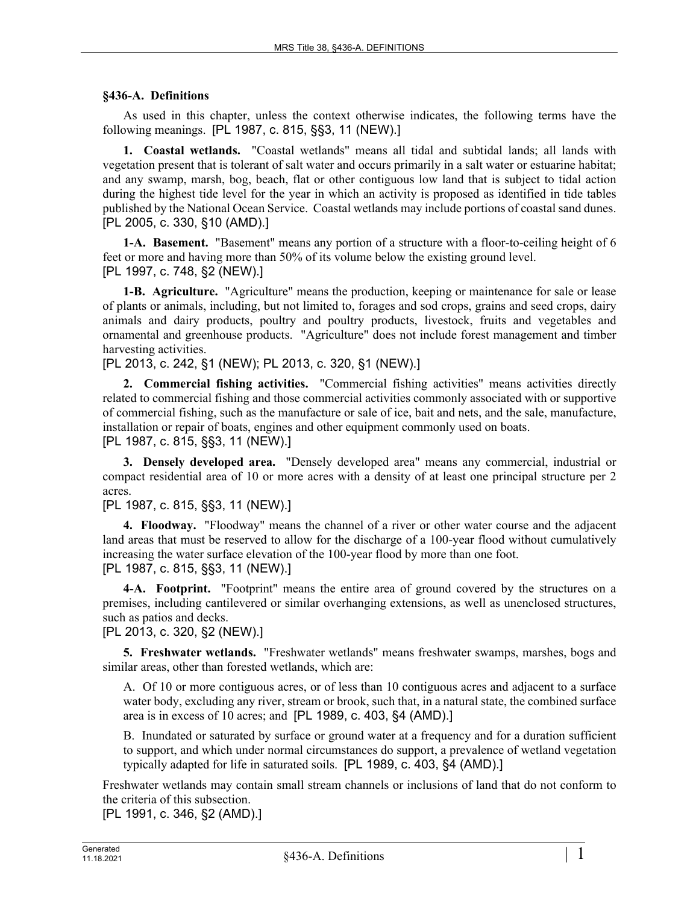## §436-A. Definitions

As used in this chapter, unless the context otherwise indicates, the following terms have the following meanings. [PL 1987, c. 815, §§3, 11 (NEW).]

**1. Coastal wetlands.** "Coastal wetlands" means all tidal and subtidal lands; all lands with vegetation present that is tolerant of salt water and occurs primarily in a salt water or estuarine habitat; and any swamp, marsh, bog, beach, flat or other contiguous low land that is subject to tidal action during the highest tide level for the year in which an activity is proposed as identified in tide tables published by the National Ocean Service. Coastal wetlands may include portions of coastal sand dunes. [PL 2005, c. 330, §10 (AMD).]

**1-A. Basement.** "Basement" means any portion of a structure with a floor-to-ceiling height of 6 feet or more and having more than 50% of its volume below the existing ground level.
[PL 1997, c. 748, §2 (NEW).]

**1-B. Agriculture.** "Agriculture" means the production, keeping or maintenance for sale or lease of plants or animals, including, but not limited to, forages and sod crops, grains and seed crops, dairy animals and dairy products, poultry and poultry products, livestock, fruits and vegetables and ornamental and greenhouse products. "Agriculture" does not include forest management and timber harvesting activities.
[PL 2013, c. 242, §1 (NEW); PL 2013, c. 320, §1 (NEW).]

**2. Commercial fishing activities.** "Commercial fishing activities" means activities directly related to commercial fishing and those commercial activities commonly associated with or supportive of commercial fishing, such as the manufacture or sale of ice, bait and nets, and the sale, manufacture, installation or repair of boats, engines and other equipment commonly used on boats.
[PL 1987, c. 815, §§3, 11 (NEW).]

**3. Densely developed area.** "Densely developed area" means any commercial, industrial or compact residential area of 10 or more acres with a density of at least one principal structure per 2 acres.
[PL 1987, c. 815, §§3, 11 (NEW).]

**4. Floodway.** "Floodway" means the channel of a river or other water course and the adjacent land areas that must be reserved to allow for the discharge of a 100-year flood without cumulatively increasing the water surface elevation of the 100-year flood by more than one foot.
[PL 1987, c. 815, §§3, 11 (NEW).]

**4-A. Footprint.** "Footprint" means the entire area of ground covered by the structures on a premises, including cantilevered or similar overhanging extensions, as well as unenclosed structures, such as patios and decks.
[PL 2013, c. 320, §2 (NEW).]

**5. Freshwater wetlands.** "Freshwater wetlands" means freshwater swamps, marshes, bogs and similar areas, other than forested wetlands, which are:

A. Of 10 or more contiguous acres, or of less than 10 contiguous acres and adjacent to a surface water body, excluding any river, stream or brook, such that, in a natural state, the combined surface area is in excess of 10 acres; and [PL 1989, c. 403, §4 (AMD).]

B. Inundated or saturated by surface or ground water at a frequency and for a duration sufficient to support, and which under normal circumstances do support, a prevalence of wetland vegetation typically adapted for life in saturated soils. [PL 1989, c. 403, §4 (AMD).]

Freshwater wetlands may contain small stream channels or inclusions of land that do not conform to the criteria of this subsection.
[PL 1991, c. 346, §2 (AMD).]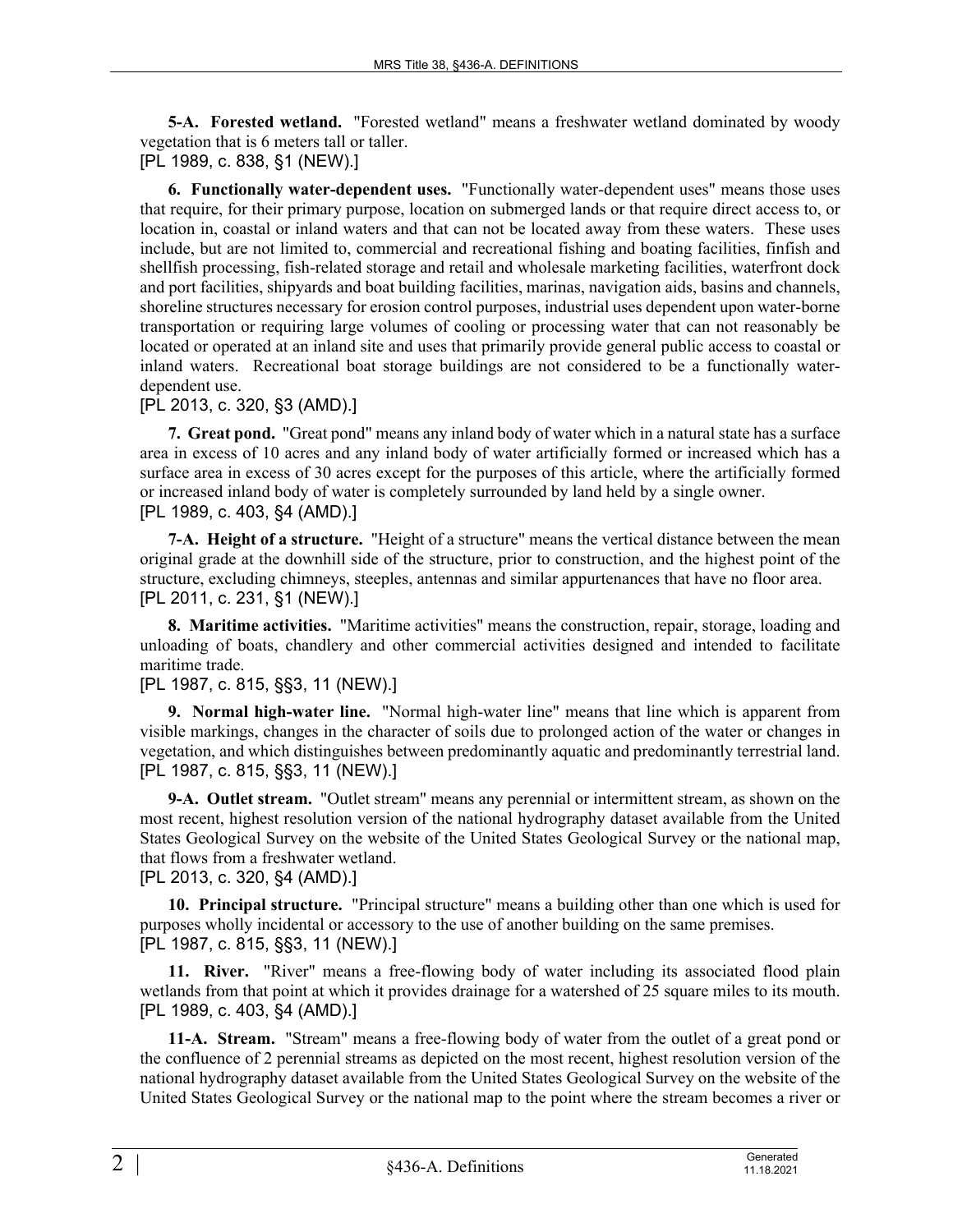**5-A. Forested wetland.** "Forested wetland" means a freshwater wetland dominated by woody vegetation that is 6 meters tall or taller.
[PL 1989, c. 838, §1 (NEW).]

**6. Functionally water-dependent uses.** "Functionally water-dependent uses" means those uses that require, for their primary purpose, location on submerged lands or that require direct access to, or location in, coastal or inland waters and that can not be located away from these waters. These uses include, but are not limited to, commercial and recreational fishing and boating facilities, finfish and shellfish processing, fish-related storage and retail and wholesale marketing facilities, waterfront dock and port facilities, shipyards and boat building facilities, marinas, navigation aids, basins and channels, shoreline structures necessary for erosion control purposes, industrial uses dependent upon water-borne transportation or requiring large volumes of cooling or processing water that can not reasonably be located or operated at an inland site and uses that primarily provide general public access to coastal or inland waters. Recreational boat storage buildings are not considered to be a functionally water-dependent use.
[PL 2013, c. 320, §3 (AMD).]

**7. Great pond.** "Great pond" means any inland body of water which in a natural state has a surface area in excess of 10 acres and any inland body of water artificially formed or increased which has a surface area in excess of 30 acres except for the purposes of this article, where the artificially formed or increased inland body of water is completely surrounded by land held by a single owner.
[PL 1989, c. 403, §4 (AMD).]

**7-A. Height of a structure.** "Height of a structure" means the vertical distance between the mean original grade at the downhill side of the structure, prior to construction, and the highest point of the structure, excluding chimneys, steeples, antennas and similar appurtenances that have no floor area.
[PL 2011, c. 231, §1 (NEW).]

**8. Maritime activities.** "Maritime activities" means the construction, repair, storage, loading and unloading of boats, chandlery and other commercial activities designed and intended to facilitate maritime trade.
[PL 1987, c. 815, §§3, 11 (NEW).]

**9. Normal high-water line.** "Normal high-water line" means that line which is apparent from visible markings, changes in the character of soils due to prolonged action of the water or changes in vegetation, and which distinguishes between predominantly aquatic and predominantly terrestrial land.
[PL 1987, c. 815, §§3, 11 (NEW).]

**9-A. Outlet stream.** "Outlet stream" means any perennial or intermittent stream, as shown on the most recent, highest resolution version of the national hydrography dataset available from the United States Geological Survey on the website of the United States Geological Survey or the national map, that flows from a freshwater wetland.
[PL 2013, c. 320, §4 (AMD).]

**10. Principal structure.** "Principal structure" means a building other than one which is used for purposes wholly incidental or accessory to the use of another building on the same premises.
[PL 1987, c. 815, §§3, 11 (NEW).]

**11. River.** "River" means a free-flowing body of water including its associated flood plain wetlands from that point at which it provides drainage for a watershed of 25 square miles to its mouth.
[PL 1989, c. 403, §4 (AMD).]

**11-A. Stream.** "Stream" means a free-flowing body of water from the outlet of a great pond or the confluence of 2 perennial streams as depicted on the most recent, highest resolution version of the national hydrography dataset available from the United States Geological Survey on the website of the United States Geological Survey or the national map to the point where the stream becomes a river or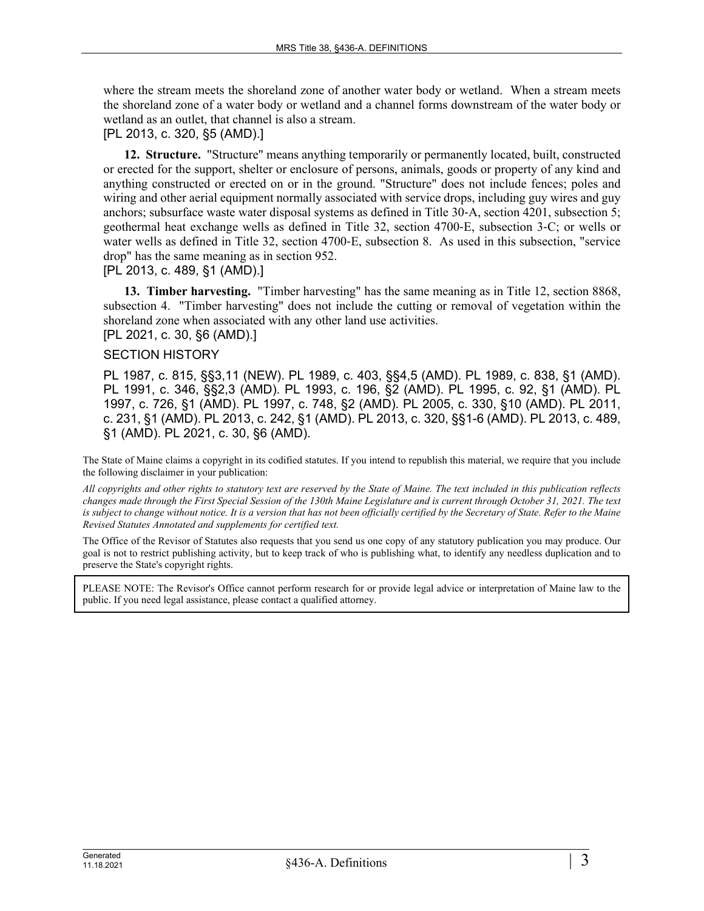where the stream meets the shoreland zone of another water body or wetland. When a stream meets the shoreland zone of a water body or wetland and a channel forms downstream of the water body or wetland as an outlet, that channel is also a stream.

[PL 2013, c. 320, §5 (AMD).]

**12. Structure.** "Structure" means anything temporarily or permanently located, built, constructed or erected for the support, shelter or enclosure of persons, animals, goods or property of any kind and anything constructed or erected on or in the ground. "Structure" does not include fences; poles and wiring and other aerial equipment normally associated with service drops, including guy wires and guy anchors; subsurface waste water disposal systems as defined in Title 30-A, section 4201, subsection 5; geothermal heat exchange wells as defined in Title 32, section 4700-E, subsection 3-C; or wells or water wells as defined in Title 32, section 4700-E, subsection 8. As used in this subsection, "service drop" has the same meaning as in section 952.

[PL 2013, c. 489, §1 (AMD).]

**13. Timber harvesting.** "Timber harvesting" has the same meaning as in Title 12, section 8868, subsection 4. "Timber harvesting" does not include the cutting or removal of vegetation within the shoreland zone when associated with any other land use activities.

[PL 2021, c. 30, §6 (AMD).]

SECTION HISTORY

PL 1987, c. 815, §§3,11 (NEW). PL 1989, c. 403, §§4,5 (AMD). PL 1989, c. 838, §1 (AMD). PL 1991, c. 346, §§2,3 (AMD). PL 1993, c. 196, §2 (AMD). PL 1995, c. 92, §1 (AMD). PL 1997, c. 726, §1 (AMD). PL 1997, c. 748, §2 (AMD). PL 2005, c. 330, §10 (AMD). PL 2011, c. 231, §1 (AMD). PL 2013, c. 242, §1 (AMD). PL 2013, c. 320, §§1-6 (AMD). PL 2013, c. 489, §1 (AMD). PL 2021, c. 30, §6 (AMD).

The State of Maine claims a copyright in its codified statutes. If you intend to republish this material, we require that you include the following disclaimer in your publication:

*All copyrights and other rights to statutory text are reserved by the State of Maine. The text included in this publication reflects changes made through the First Special Session of the 130th Maine Legislature and is current through October 31, 2021. The text is subject to change without notice. It is a version that has not been officially certified by the Secretary of State. Refer to the Maine Revised Statutes Annotated and supplements for certified text.*

The Office of the Revisor of Statutes also requests that you send us one copy of any statutory publication you may produce. Our goal is not to restrict publishing activity, but to keep track of who is publishing what, to identify any needless duplication and to preserve the State's copyright rights.

PLEASE NOTE: The Revisor's Office cannot perform research for or provide legal advice or interpretation of Maine law to the public. If you need legal assistance, please contact a qualified attorney.